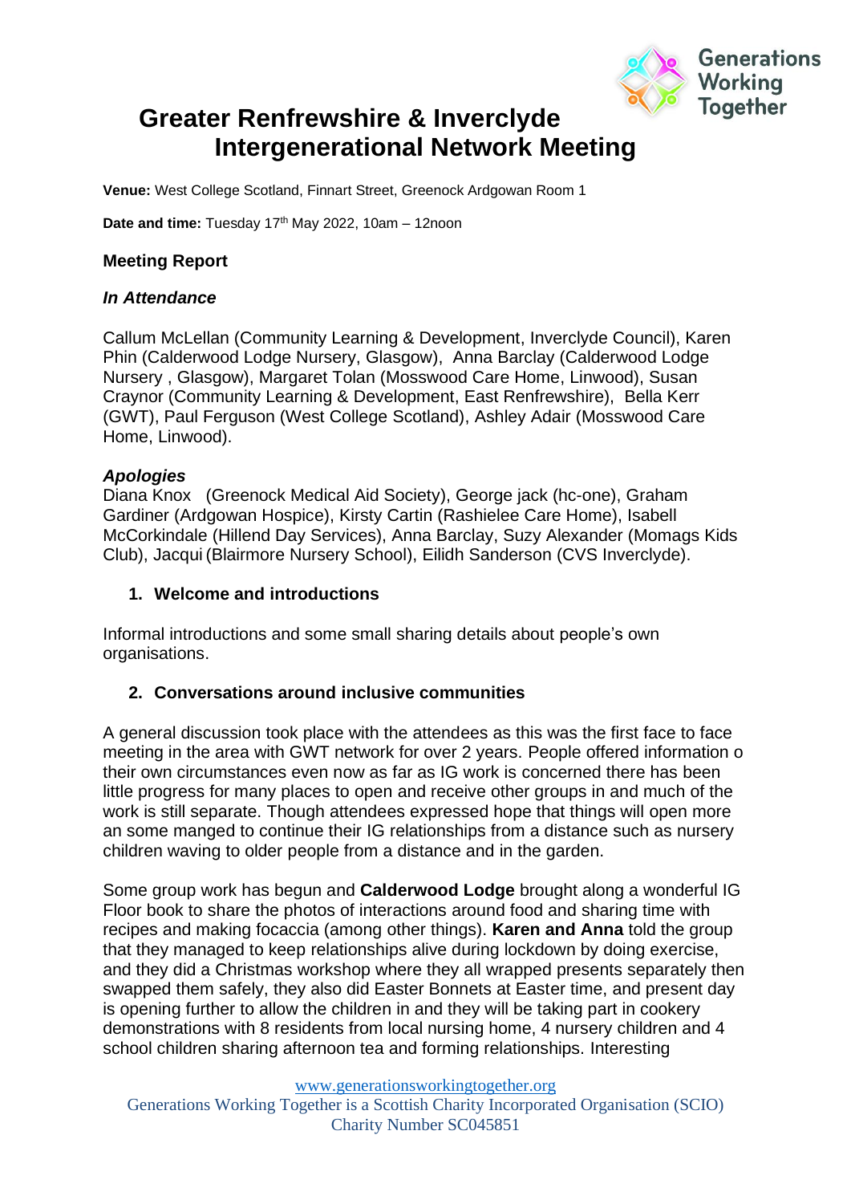# Greater Renfrewshire & Inverclyde Intergenerational Network Meeting

**Venue:** West College Scotland, Finnart Street, Greenock Ardgowan Room 1

**Date and time:** Tuesday 17th May 2022, 10am – 12noon

**Meeting Report**

***In Attendance***

Callum McLellan (Community Learning & Development, Inverclyde Council), Karen Phin (Calderwood Lodge Nursery, Glasgow), Anna Barclay (Calderwood Lodge Nursery , Glasgow), Margaret Tolan (Mosswood Care Home, Linwood), Susan Craynor (Community Learning & Development, East Renfrewshire), Bella Kerr (GWT), Paul Ferguson (West College Scotland), Ashley Adair (Mosswood Care Home, Linwood).

***Apologies***

Diana Knox (Greenock Medical Aid Society), George jack (hc-one), Graham Gardiner (Ardgowan Hospice), Kirsty Cartin (Rashielee Care Home), Isabell McCorkindale (Hillend Day Services), Anna Barclay, Suzy Alexander (Momags Kids Club), Jacqui (Blairmore Nursery School), Eilidh Sanderson (CVS Inverclyde).

1. **Welcome and introductions**

Informal introductions and some small sharing details about people's own organisations.

2. **Conversations around inclusive communities**

A general discussion took place with the attendees as this was the first face to face meeting in the area with GWT network for over 2 years. People offered information o their own circumstances even now as far as IG work is concerned there has been little progress for many places to open and receive other groups in and much of the work is still separate. Though attendees expressed hope that things will open more an some manged to continue their IG relationships from a distance such as nursery children waving to older people from a distance and in the garden.

Some group work has begun and **Calderwood Lodge** brought along a wonderful IG Floor book to share the photos of interactions around food and sharing time with recipes and making focaccia (among other things). **Karen and Anna** told the group that they managed to keep relationships alive during lockdown by doing exercise, and they did a Christmas workshop where they all wrapped presents separately then swapped them safely, they also did Easter Bonnets at Easter time, and present day is opening further to allow the children in and they will be taking part in cookery demonstrations with 8 residents from local nursing home, 4 nursery children and 4 school children sharing afternoon tea and forming relationships. Interesting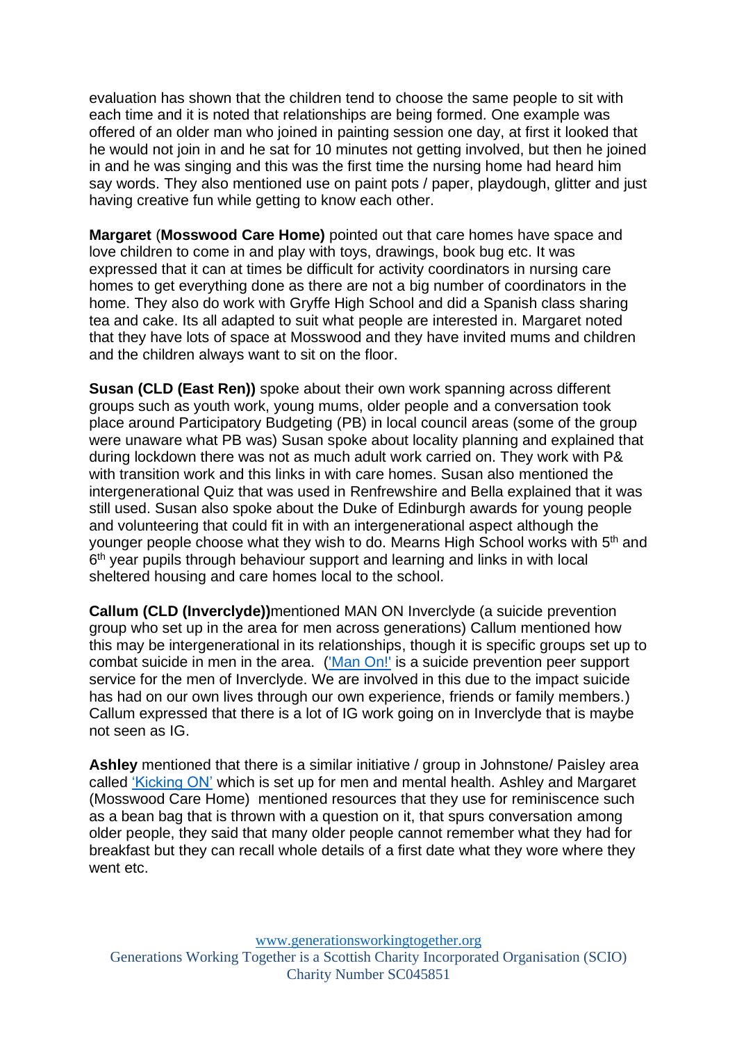evaluation has shown that the children tend to choose the same people to sit with each time and it is noted that relationships are being formed. One example was offered of an older man who joined in painting session one day, at first it looked that he would not join in and he sat for 10 minutes not getting involved, but then he joined in and he was singing and this was the first time the nursing home had heard him say words. They also mentioned use on paint pots / paper, playdough, glitter and just having creative fun while getting to know each other.

**Margaret** (**Mosswood Care Home)** pointed out that care homes have space and love children to come in and play with toys, drawings, book bug etc. It was expressed that it can at times be difficult for activity coordinators in nursing care homes to get everything done as there are not a big number of coordinators in the home. They also do work with Gryffe High School and did a Spanish class sharing tea and cake. Its all adapted to suit what people are interested in. Margaret noted that they have lots of space at Mosswood and they have invited mums and children and the children always want to sit on the floor.

**Susan (CLD (East Ren))** spoke about their own work spanning across different groups such as youth work, young mums, older people and a conversation took place around Participatory Budgeting (PB) in local council areas (some of the group were unaware what PB was) Susan spoke about locality planning and explained that during lockdown there was not as much adult work carried on. They work with P& with transition work and this links in with care homes. Susan also mentioned the intergenerational Quiz that was used in Renfrewshire and Bella explained that it was still used. Susan also spoke about the Duke of Edinburgh awards for young people and volunteering that could fit in with an intergenerational aspect although the younger people choose what they wish to do. Mearns High School works with 5th and 6th year pupils through behaviour support and learning and links in with local sheltered housing and care homes local to the school.

**Callum (CLD (Inverclyde))**mentioned MAN ON Inverclyde (a suicide prevention group who set up in the area for men across generations) Callum mentioned how this may be intergenerational in its relationships, though it is specific groups set up to combat suicide in men in the area. ('Man On!' is a suicide prevention peer support service for the men of Inverclyde. We are involved in this due to the impact suicide has had on our own lives through our own experience, friends or family members.) Callum expressed that there is a lot of IG work going on in Inverclyde that is maybe not seen as IG.

**Ashley** mentioned that there is a similar initiative / group in Johnstone/ Paisley area called 'Kicking ON' which is set up for men and mental health. Ashley and Margaret (Mosswood Care Home) mentioned resources that they use for reminiscence such as a bean bag that is thrown with a question on it, that spurs conversation among older people, they said that many older people cannot remember what they had for breakfast but they can recall whole details of a first date what they wore where they went etc.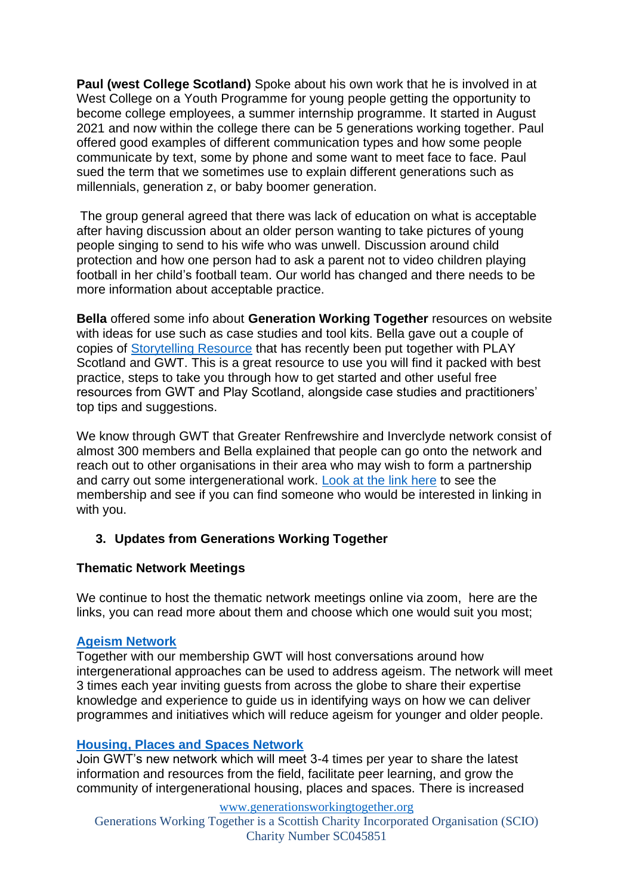**Paul (west College Scotland)** Spoke about his own work that he is involved in at West College on a Youth Programme for young people getting the opportunity to become college employees, a summer internship programme. It started in August 2021 and now within the college there can be 5 generations working together. Paul offered good examples of different communication types and how some people communicate by text, some by phone and some want to meet face to face. Paul sued the term that we sometimes use to explain different generations such as millennials, generation z, or baby boomer generation.

The group general agreed that there was lack of education on what is acceptable after having discussion about an older person wanting to take pictures of young people singing to send to his wife who was unwell. Discussion around child protection and how one person had to ask a parent not to video children playing football in her child's football team. Our world has changed and there needs to be more information about acceptable practice.

**Bella** offered some info about **Generation Working Together** resources on website with ideas for use such as case studies and tool kits. Bella gave out a couple of copies of Storytelling Resource that has recently been put together with PLAY Scotland and GWT. This is a great resource to use you will find it packed with best practice, steps to take you through how to get started and other useful free resources from GWT and Play Scotland, alongside case studies and practitioners' top tips and suggestions.

We know through GWT that Greater Renfrewshire and Inverclyde network consist of almost 300 members and Bella explained that people can go onto the network and reach out to other organisations in their area who may wish to form a partnership and carry out some intergenerational work. Look at the link here to see the membership and see if you can find someone who would be interested in linking in with you.

## 3. Updates from Generations Working Together

### Thematic Network Meetings

We continue to host the thematic network meetings online via zoom, here are the links, you can read more about them and choose which one would suit you most;

**Ageism Network**
Together with our membership GWT will host conversations around how intergenerational approaches can be used to address ageism. The network will meet 3 times each year inviting guests from across the globe to share their expertise knowledge and experience to guide us in identifying ways on how we can deliver programmes and initiatives which will reduce ageism for younger and older people.

**Housing, Places and Spaces Network**
Join GWT's new network which will meet 3-4 times per year to share the latest information and resources from the field, facilitate peer learning, and grow the community of intergenerational housing, places and spaces. There is increased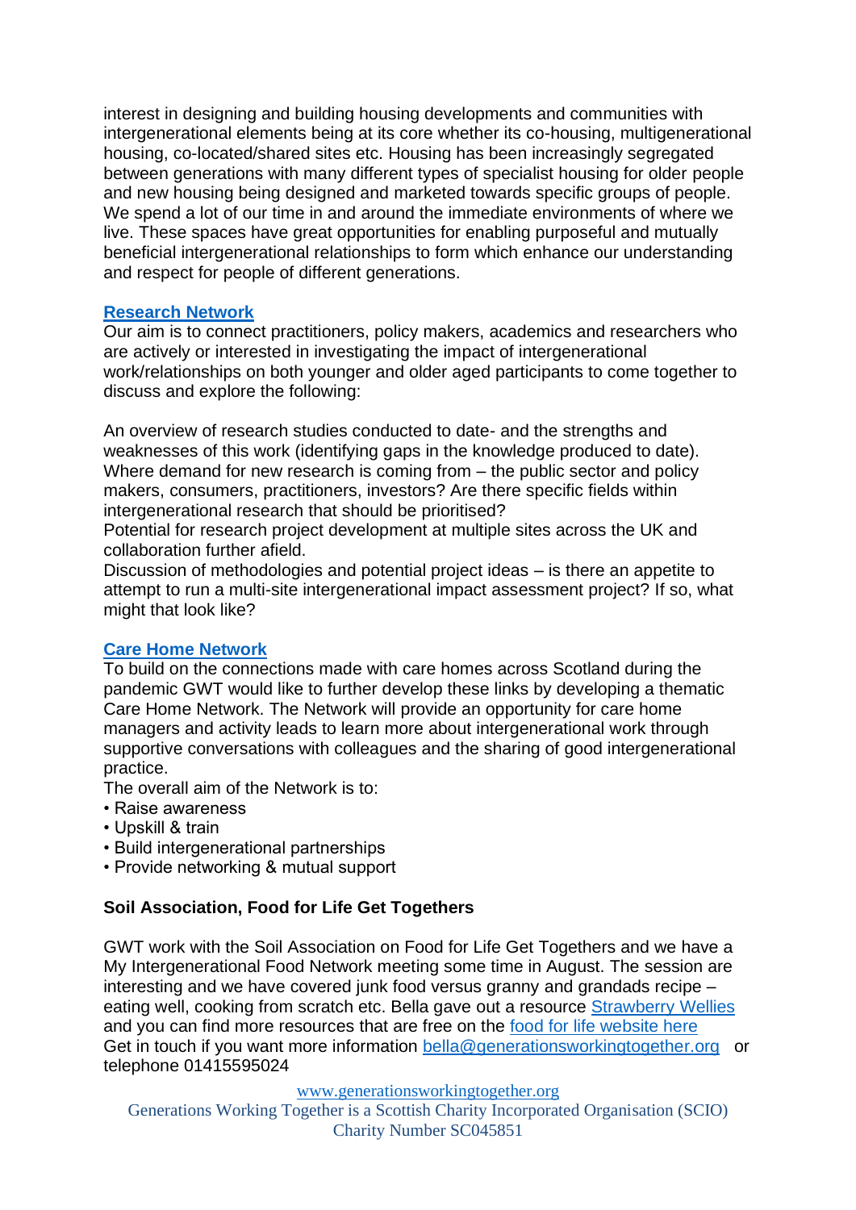interest in designing and building housing developments and communities with intergenerational elements being at its core whether its co-housing, multigenerational housing, co-located/shared sites etc. Housing has been increasingly segregated between generations with many different types of specialist housing for older people and new housing being designed and marketed towards specific groups of people. We spend a lot of our time in and around the immediate environments of where we live. These spaces have great opportunities for enabling purposeful and mutually beneficial intergenerational relationships to form which enhance our understanding and respect for people of different generations.

**Research Network**

Our aim is to connect practitioners, policy makers, academics and researchers who are actively or interested in investigating the impact of intergenerational work/relationships on both younger and older aged participants to come together to discuss and explore the following:

An overview of research studies conducted to date- and the strengths and weaknesses of this work (identifying gaps in the knowledge produced to date).
Where demand for new research is coming from – the public sector and policy makers, consumers, practitioners, investors? Are there specific fields within intergenerational research that should be prioritised?
Potential for research project development at multiple sites across the UK and collaboration further afield.
Discussion of methodologies and potential project ideas – is there an appetite to attempt to run a multi-site intergenerational impact assessment project? If so, what might that look like?

**Care Home Network**

To build on the connections made with care homes across Scotland during the pandemic GWT would like to further develop these links by developing a thematic Care Home Network. The Network will provide an opportunity for care home managers and activity leads to learn more about intergenerational work through supportive conversations with colleagues and the sharing of good intergenerational practice.
The overall aim of the Network is to:

- Raise awareness
- Upskill & train
- Build intergenerational partnerships
- Provide networking & mutual support

**Soil Association, Food for Life Get Togethers**

GWT work with the Soil Association on Food for Life Get Togethers and we have a My Intergenerational Food Network meeting some time in August. The session are interesting and we have covered junk food versus granny and grandads recipe – eating well, cooking from scratch etc. Bella gave out a resource Strawberry Wellies and you can find more resources that are free on the food for life website here
Get in touch if you want more information bella@generationsworkingtogether.org or telephone 01415595024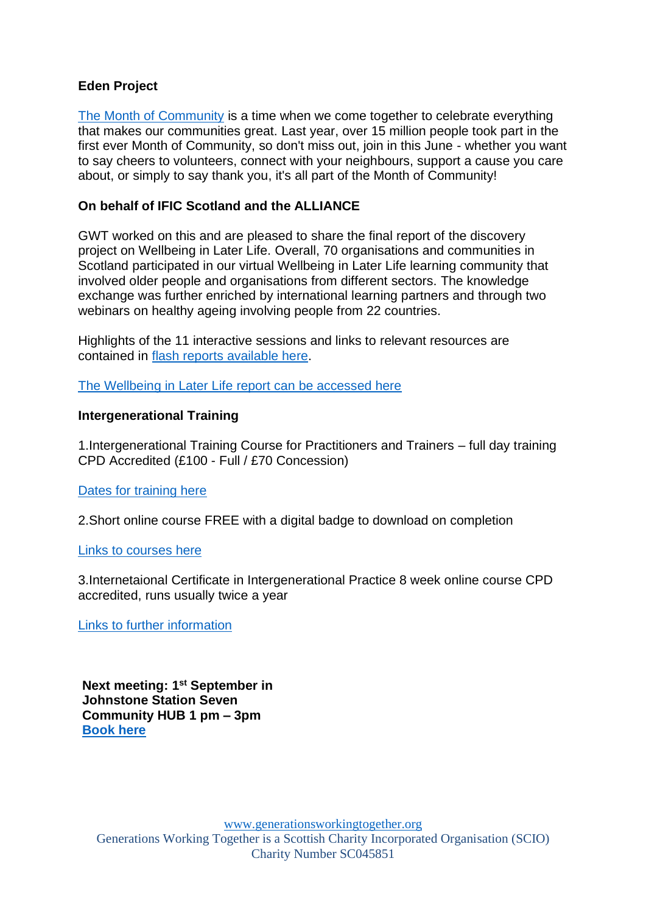**Eden Project**

The Month of Community is a time when we come together to celebrate everything that makes our communities great. Last year, over 15 million people took part in the first ever Month of Community, so don't miss out, join in this June - whether you want to say cheers to volunteers, connect with your neighbours, support a cause you care about, or simply to say thank you, it's all part of the Month of Community!

**On behalf of IFIC Scotland and the ALLIANCE**

GWT worked on this and are pleased to share the final report of the discovery project on Wellbeing in Later Life. Overall, 70 organisations and communities in Scotland participated in our virtual Wellbeing in Later Life learning community that involved older people and organisations from different sectors. The knowledge exchange was further enriched by international learning partners and through two webinars on healthy ageing involving people from 22 countries.

Highlights of the 11 interactive sessions and links to relevant resources are contained in flash reports available here.

The Wellbeing in Later Life report can be accessed here

**Intergenerational Training**

1.Intergenerational Training Course for Practitioners and Trainers – full day training CPD Accredited (£100 - Full / £70 Concession)

Dates for training here

2.Short online course FREE with a digital badge to download on completion

Links to courses here

3.Internetaional Certificate in Intergenerational Practice 8 week online course CPD accredited, runs usually twice a year

Links to further information

**Next meeting: 1st September in Johnstone Station Seven Community HUB 1 pm – 3pm**
**Book here**

www.generationsworkingtogether.org
Generations Working Together is a Scottish Charity Incorporated Organisation (SCIO)
Charity Number SC045851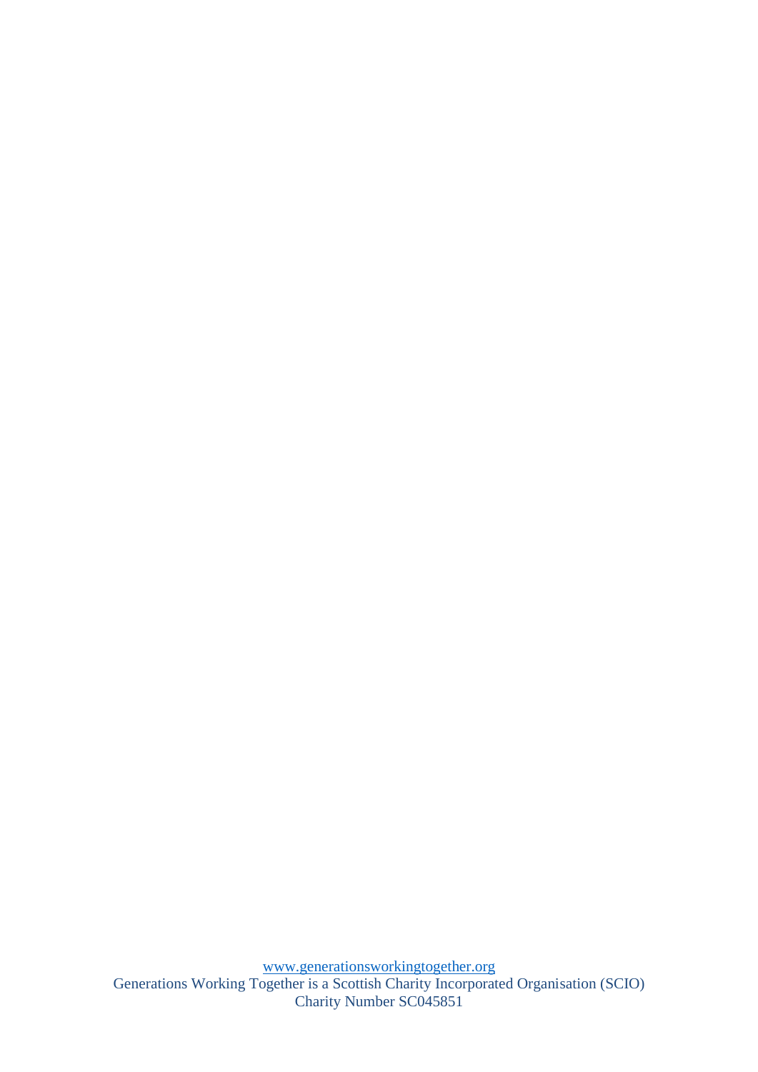www.generationsworkingtogether.org
Generations Working Together is a Scottish Charity Incorporated Organisation (SCIO)
Charity Number SC045851